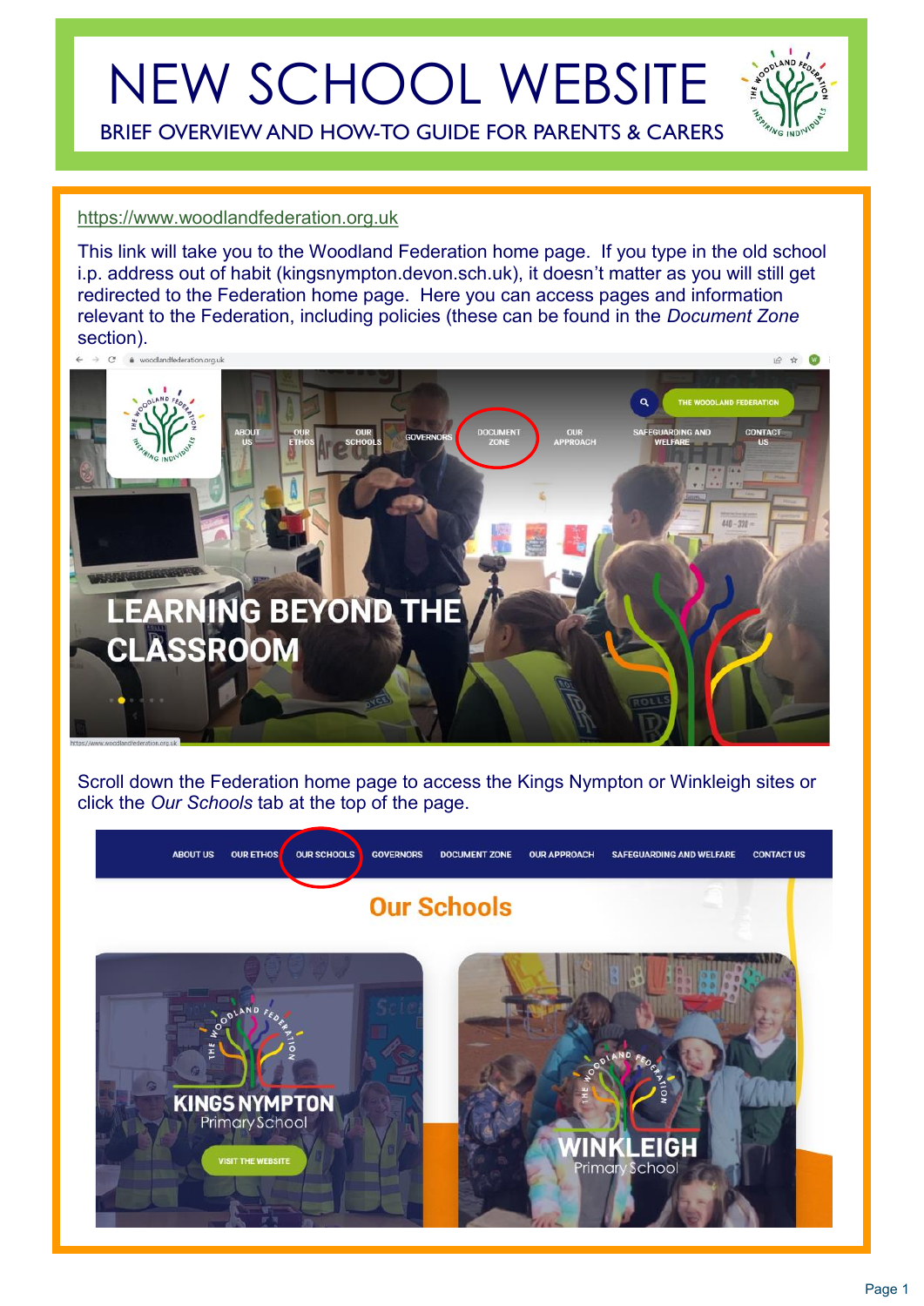# NEW SCHOOL WEBSITE

BRIEF OVERVIEW AND HOW-TO GUIDE FOR PARENTS & CARERS

https://www.woodlandfederation.org.uk

This link will take you to the Woodland Federation home page. If you type in the old school i.p. address out of habit (kingsnympton.devon.sch.uk), it doesn't matter as you will still get redirected to the Federation home page. Here you can access pages and information relevant to the Federation, including policies (these can be found in the *Document Zone* section).

Scroll down the Federation home page to access the Kings Nympton or Winkleigh sites or click the *Our Schools* tab at the top of the page.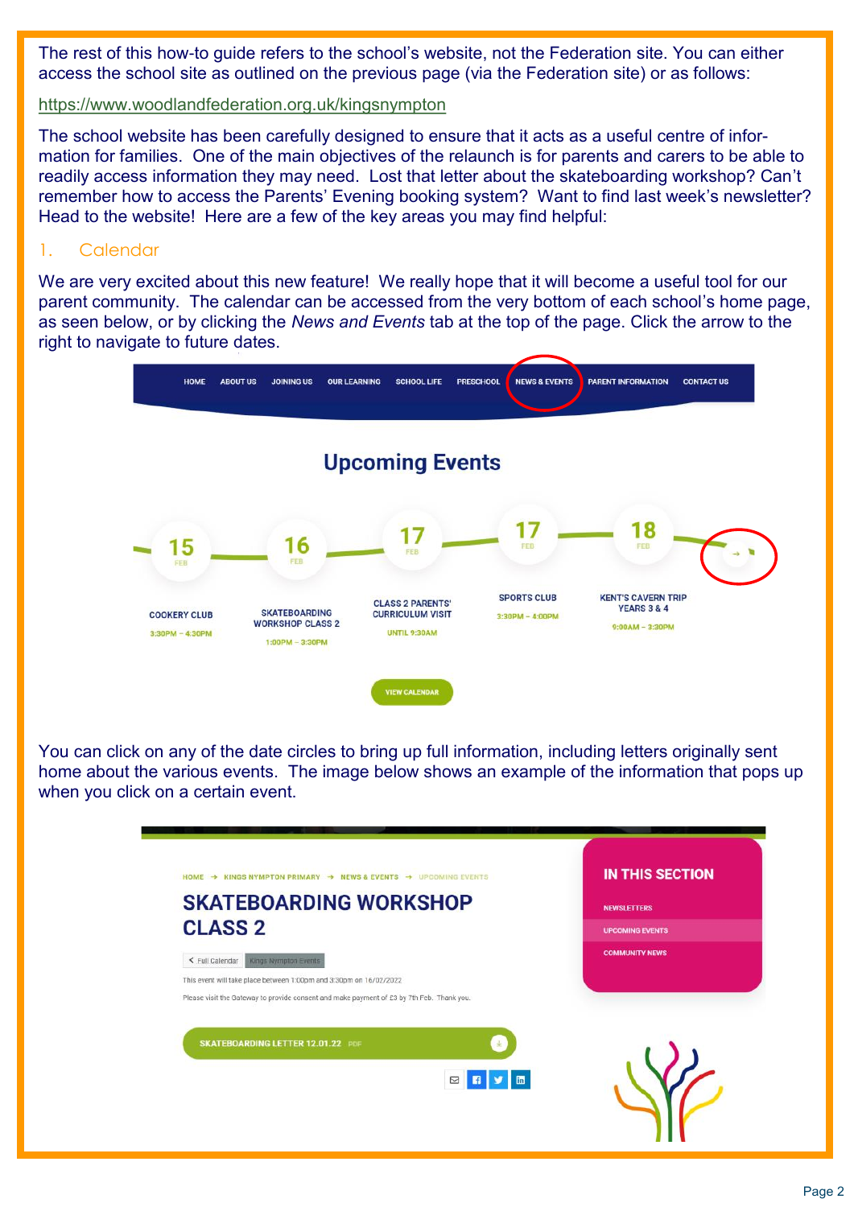The rest of this how-to guide refers to the school's website, not the Federation site. You can either access the school site as outlined on the previous page (via the Federation site) or as follows:

https://www.woodlandfederation.org.uk/kingsnympton

The school website has been carefully designed to ensure that it acts as a useful centre of information for families. One of the main objectives of the relaunch is for parents and carers to be able to readily access information they may need. Lost that letter about the skateboarding workshop? Can't remember how to access the Parents' Evening booking system? Want to find last week's newsletter? Head to the website! Here are a few of the key areas you may find helpful:

## 1. Calendar

We are very excited about this new feature! We really hope that it will become a useful tool for our parent community. The calendar can be accessed from the very bottom of each school's home page, as seen below, or by clicking the *News and Events* tab at the top of the page. Click the arrow to the right to navigate to future dates.

You can click on any of the date circles to bring up full information, including letters originally sent home about the various events. The image below shows an example of the information that pops up when you click on a certain event.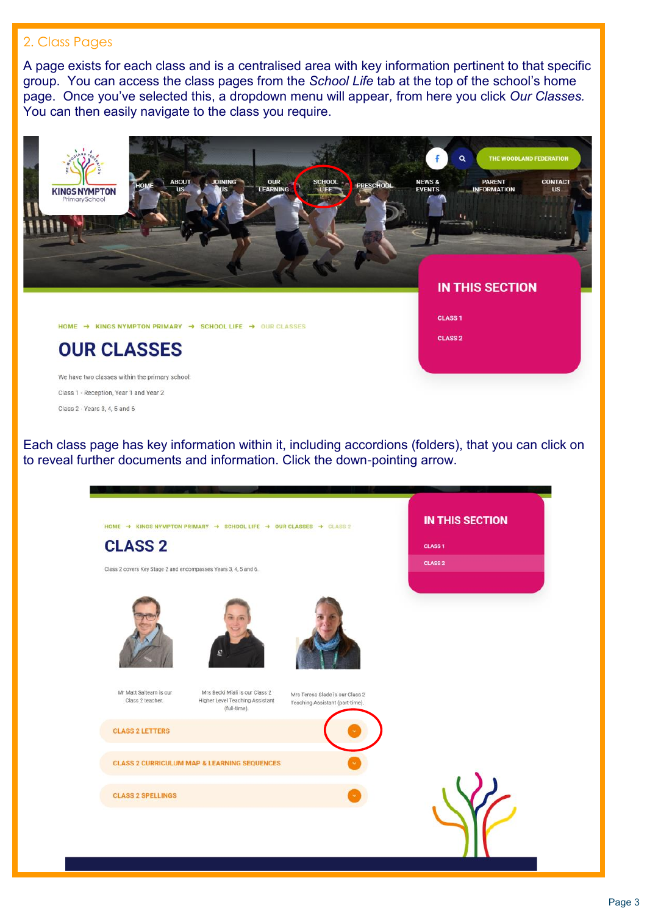## 2. Class Pages

A page exists for each class and is a centralised area with key information pertinent to that specific group. You can access the class pages from the *School Life* tab at the top of the school's home page. Once you've selected this, a dropdown menu will appear, from here you click *Our Classes.* You can then easily navigate to the class you require.

Each class page has key information within it, including accordions (folders), that you can click on to reveal further documents and information. Click the down-pointing arrow.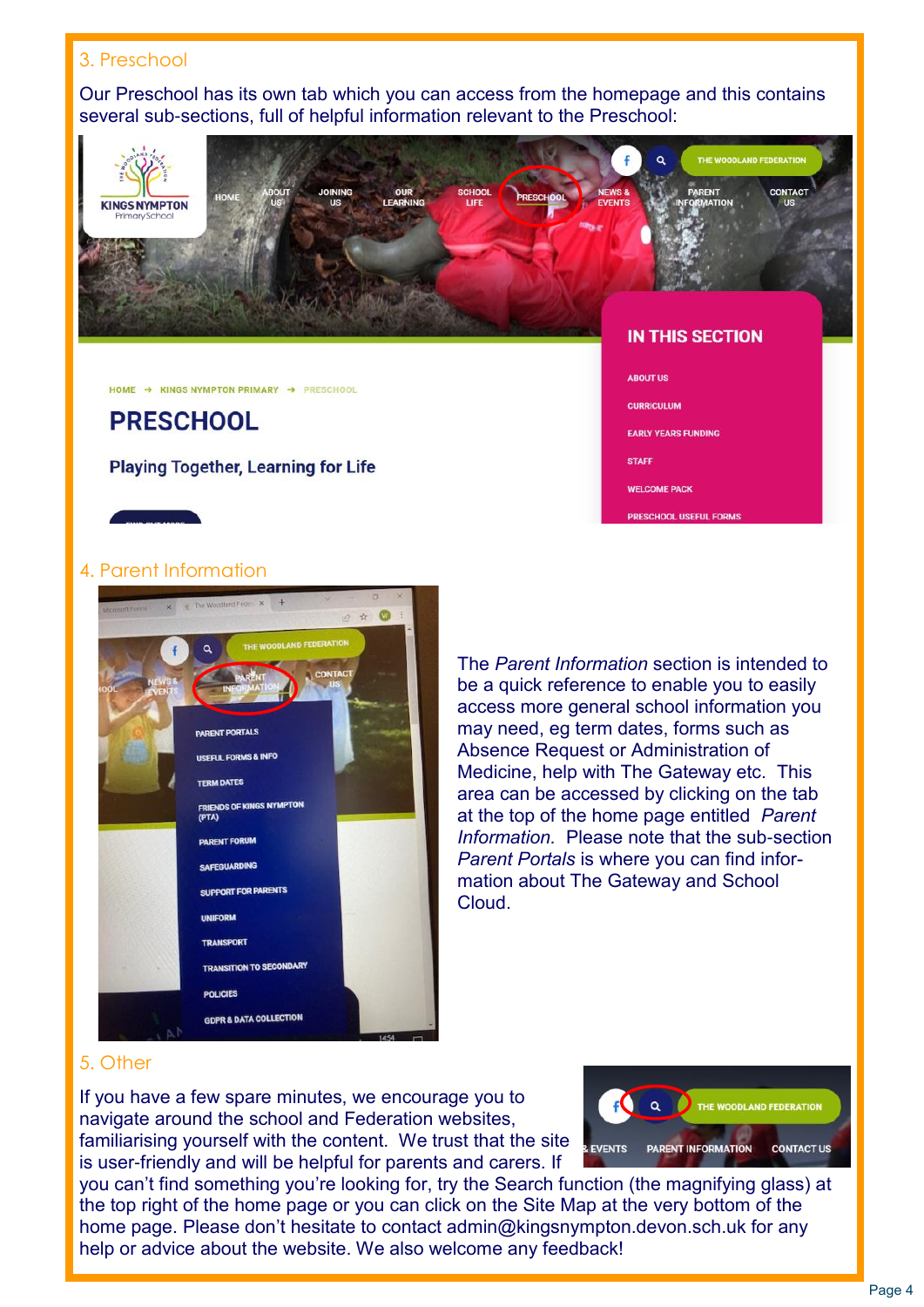## 3. Preschool

Our Preschool has its own tab which you can access from the homepage and this contains several sub-sections, full of helpful information relevant to the Preschool:

## 4. Parent Information

The *Parent Information* section is intended to be a quick reference to enable you to easily access more general school information you may need, eg term dates, forms such as Absence Request or Administration of Medicine, help with The Gateway etc. This area can be accessed by clicking on the tab at the top of the home page entitled *Parent Information.* Please note that the sub-section *Parent Portals* is where you can find information about The Gateway and School Cloud.

## 5. Other

If you have a few spare minutes, we encourage you to navigate around the school and Federation websites, familiarising yourself with the content. We trust that the site is user-friendly and will be helpful for parents and carers. If you can't find something you're looking for, try the Search function (the magnifying glass) at the top right of the home page or you can click on the Site Map at the very bottom of the home page. Please don't hesitate to contact admin@kingsnympton.devon.sch.uk for any help or advice about the website. We also welcome any feedback!